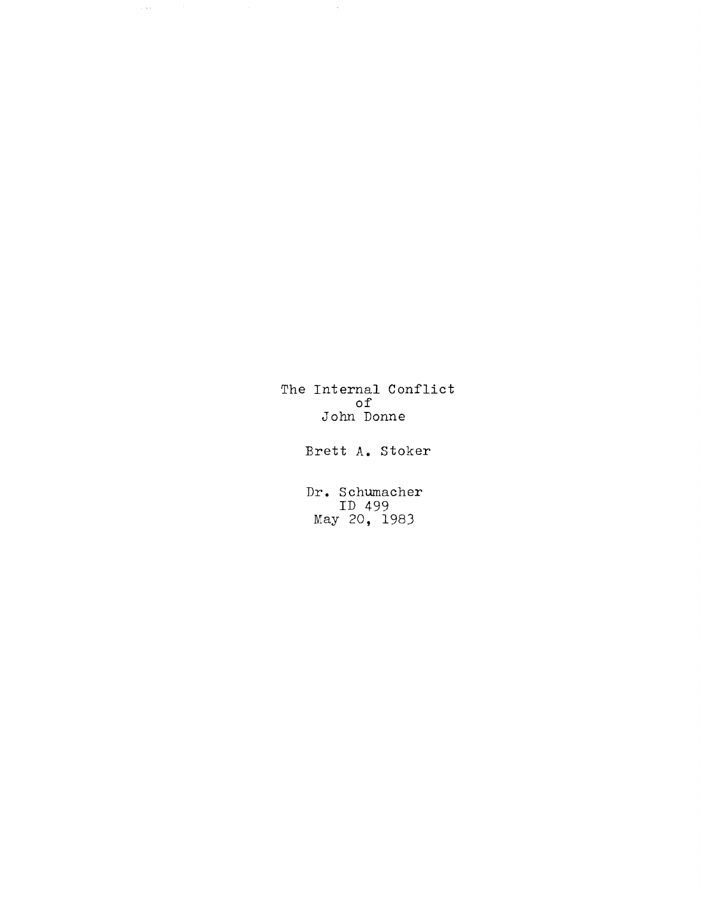# The Internal Conflict of John Donne

Brett A. Stoker

Dr. Schumacher
ID 499
May 20, 1983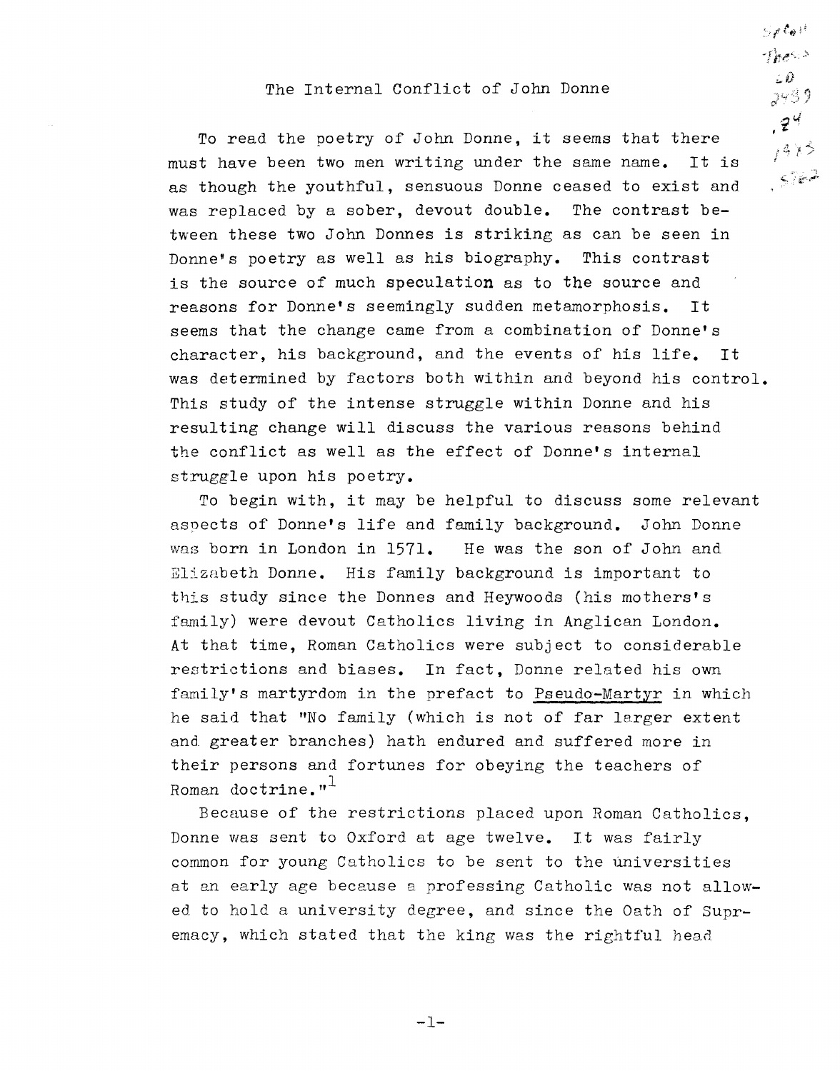# The Internal Conflict of John Donne

To read the poetry of John Donne, it seems that there must have been two men writing under the same name. It is as though the youthful, sensuous Donne ceased to exist and was replaced by a sober, devout double. The contrast between these two John Donnes is striking as can be seen in Donne's poetry as well as his biography. This contrast is the source of much speculation as to the source and reasons for Donne's seemingly sudden metamorphosis. It seems that the change came from a combination of Donne's character, his background, and the events of his life. It was determined by factors both within and beyond his control. This study of the intense struggle within Donne and his resulting change will discuss the various reasons behind the conflict as well as the effect of Donne's internal struggle upon his poetry.

To begin with, it may be helpful to discuss some relevant aspects of Donne's life and family background. John Donne was born in London in 1571. He was the son of John and Elizabeth Donne. His family background is important to this study since the Donnes and Heywoods (his mothers's family) were devout Catholics living in Anglican London. At that time, Roman Catholics were subject to considerable restrictions and biases. In fact, Donne related his own family's martyrdom in the prefact to Pseudo-Martyr in which he said that "No family (which is not of far larger extent and greater branches) hath endured and suffered more in their persons and fortunes for obeying the teachers of Roman doctrine."[1]

Because of the restrictions placed upon Roman Catholics, Donne was sent to Oxford at age twelve. It was fairly common for young Catholics to be sent to the universities at an early age because a professing Catholic was not allowed to hold a university degree, and since the Oath of Supremacy, which stated that the king was the rightful head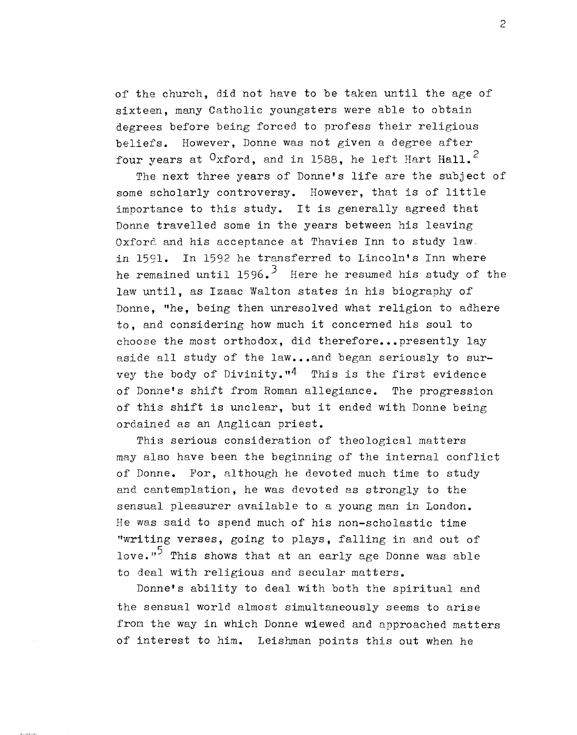of the church, did not have to be taken until the age of sixteen, many Catholic youngsters were able to obtain degrees before being forced to profess their religious beliefs. However, Donne was not given a degree after four years at Oxford, and in 1588, he left Hart Hall.[2]

The next three years of Donne's life are the subject of some scholarly controversy. However, that is of little importance to this study. It is generally agreed that Donne travelled some in the years between his leaving Oxford and his acceptance at Thavies Inn to study law in 1591. In 1592 he transferred to Lincoln's Inn where he remained until 1596.[3] Here he resumed his study of the law until, as Izaac Walton states in his biography of Donne, "he, being then unresolved what religion to adhere to, and considering how much it concerned his soul to choose the most orthodox, did therefore...presently lay aside all study of the law...and began seriously to survey the body of Divinity."[4] This is the first evidence of Donne's shift from Roman allegiance. The progression of this shift is unclear, but it ended with Donne being ordained as an Anglican priest.

This serious consideration of theological matters may also have been the beginning of the internal conflict of Donne. For, although he devoted much time to study and cantemplation, he was devoted as strongly to the sensual pleasurer available to a young man in London. He was said to spend much of his non-scholastic time "writing verses, going to plays, falling in and out of love."[5] This shows that at an early age Donne was able to deal with religious and secular matters.

Donne's ability to deal with both the spiritual and the sensual world almost simultaneously seems to arise from the way in which Donne wiewed and approached matters of interest to him. Leishman points this out when he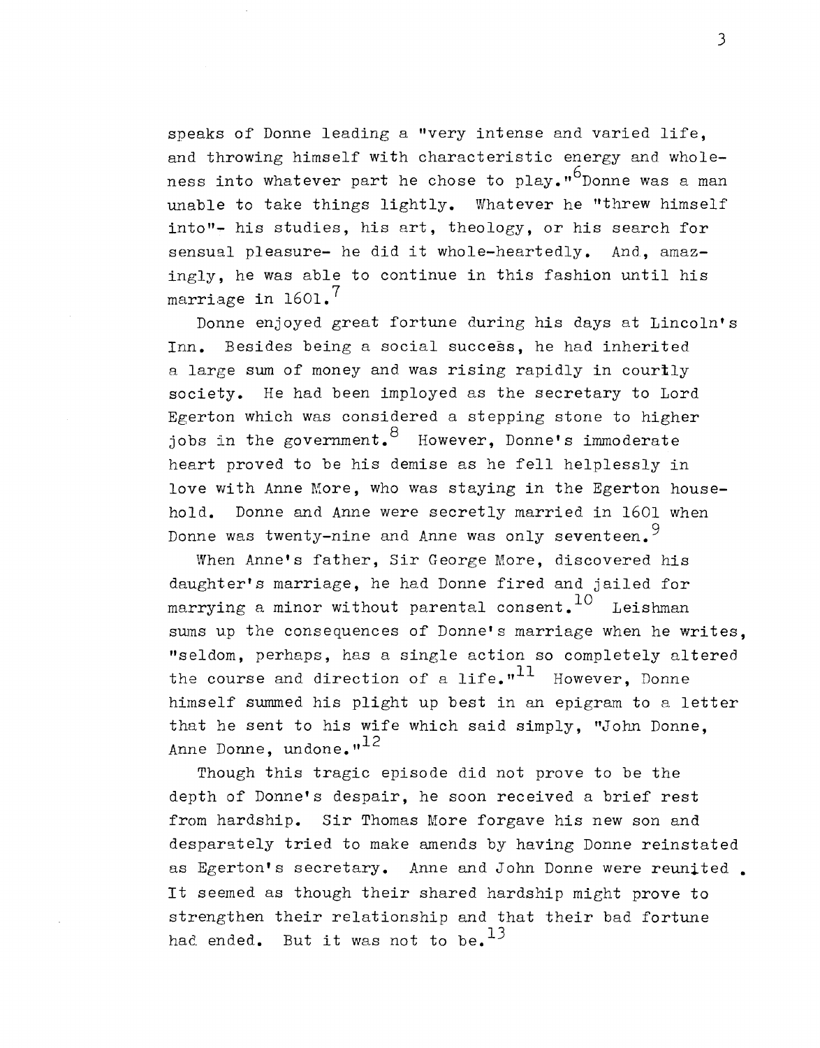speaks of Donne leading a "very intense and varied life, and throwing himself with characteristic energy and wholeness into whatever part he chose to play."[6] Donne was a man unable to take things lightly. Whatever he "threw himself into"- his studies, his art, theology, or his search for sensual pleasure- he did it whole-heartedly. And, amazingly, he was able to continue in this fashion until his marriage in 1601.[7]

Donne enjoyed great fortune during his days at Lincoln's Inn. Besides being a social success, he had inherited a large sum of money and was rising rapidly in courtly society. He had been imployed as the secretary to Lord Egerton which was considered a stepping stone to higher jobs in the government.[8] However, Donne's immoderate heart proved to be his demise as he fell helplessly in love with Anne More, who was staying in the Egerton household. Donne and Anne were secretly married in 1601 when Donne was twenty-nine and Anne was only seventeen.[9]

When Anne's father, Sir George More, discovered his daughter's marriage, he had Donne fired and jailed for marrying a minor without parental consent.[10] Leishman sums up the consequences of Donne's marriage when he writes, "seldom, perhaps, has a single action so completely altered the course and direction of a life."[11] However, Donne himself summed his plight up best in an epigram to a letter that he sent to his wife which said simply, "John Donne, Anne Donne, undone."[12]

Though this tragic episode did not prove to be the depth of Donne's despair, he soon received a brief rest from hardship. Sir Thomas More forgave his new son and desparately tried to make amends by having Donne reinstated as Egerton's secretary. Anne and John Donne were reunited. It seemed as though their shared hardship might prove to strengthen their relationship and that their bad fortune had ended. But it was not to be.[13]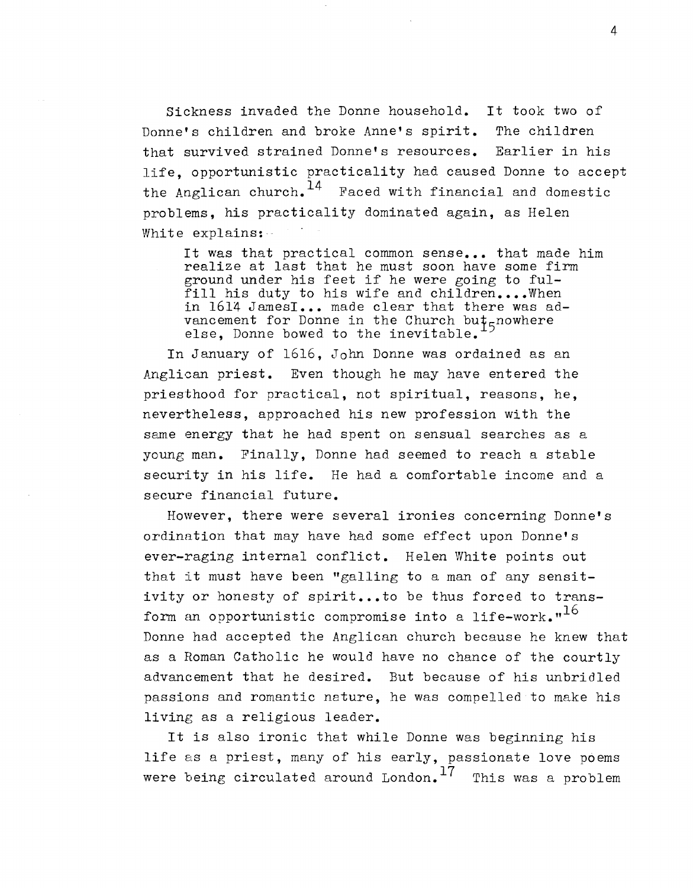Sickness invaded the Donne household. It took two of Donne's children and broke Anne's spirit. The children that survived strained Donne's resources. Earlier in his life, opportunistic practicality had caused Donne to accept the Anglican church.[14] Faced with financial and domestic problems, his practicality dominated again, as Helen White explains:

> It was that practical common sense... that made him realize at last that he must soon have some firm ground under his feet if he were going to fulfill his duty to his wife and children....When in 1614 JamesI... made clear that there was advancement for Donne in the Church but nowhere else, Donne bowed to the inevitable.[15]

In January of 1616, John Donne was ordained as an Anglican priest. Even though he may have entered the priesthood for practical, not spiritual, reasons, he, nevertheless, approached his new profession with the same energy that he had spent on sensual searches as a young man. Finally, Donne had seemed to reach a stable security in his life. He had a comfortable income and a secure financial future.

However, there were several ironies concerning Donne's ordination that may have had some effect upon Donne's ever-raging internal conflict. Helen White points out that it must have been "galling to a man of any sensitivity or honesty of spirit...to be thus forced to transform an opportunistic compromise into a life-work."[16] Donne had accepted the Anglican church because he knew that as a Roman Catholic he would have no chance of the courtly advancement that he desired. But because of his unbridled passions and romantic nature, he was compelled to make his living as a religious leader.

It is also ironic that while Donne was beginning his life as a priest, many of his early, passionate love poems were being circulated around London.[17] This was a problem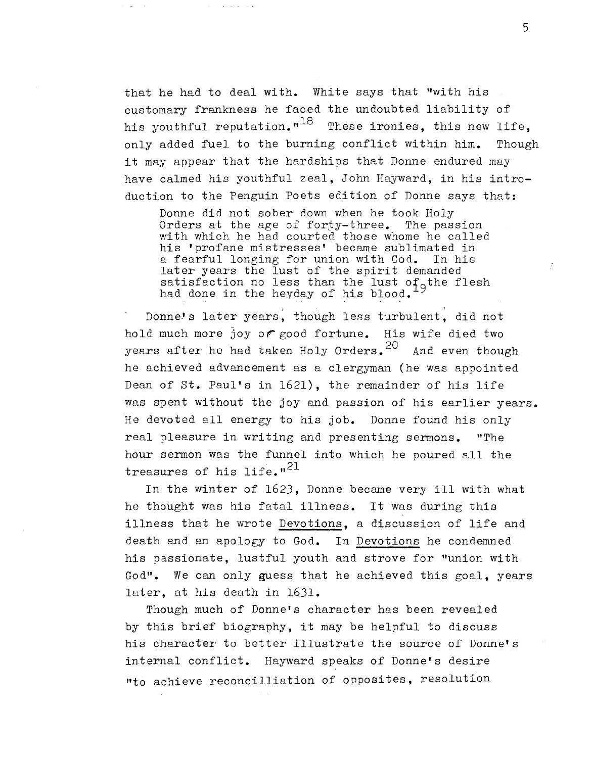that he had to deal with. White says that "with his customary frankness he faced the undoubted liability of his youthful reputation."[18] These ironies, this new life, only added fuel to the burning conflict within him. Though it may appear that the hardships that Donne endured may have calmed his youthful zeal, John Hayward, in his introduction to the Penguin Poets edition of Donne says that:

> Donne did not sober down when he took Holy Orders at the age of forty-three. The passion with which he had courted those whome he called his 'profane mistresses' became sublimated in a fearful longing for union with God. In his later years the lust of the spirit demanded satisfaction no less than the lust of the flesh had done in the heyday of his blood.[19]

Donne's later years, though less turbulent, did not hold much more joy or good fortune. His wife died two years after he had taken Holy Orders.[20] And even though he achieved advancement as a clergyman (he was appointed Dean of St. Paul's in 1621), the remainder of his life was spent without the joy and passion of his earlier years. He devoted all energy to his job. Donne found his only real pleasure in writing and presenting sermons. "The hour sermon was the funnel into which he poured all the treasures of his life."[21]

In the winter of 1623, Donne became very ill with what he thought was his fatal illness. It was during this illness that he wrote Devotions, a discussion of life and death and an apology to God. In Devotions he condemned his passionate, lustful youth and strove for "union with God". We can only guess that he achieved this goal, years later, at his death in 1631.

Though much of Donne's character has been revealed by this brief biography, it may be helpful to discuss his character to better illustrate the source of Donne's internal conflict. Hayward speaks of Donne's desire "to achieve reconcilliation of opposites, resolution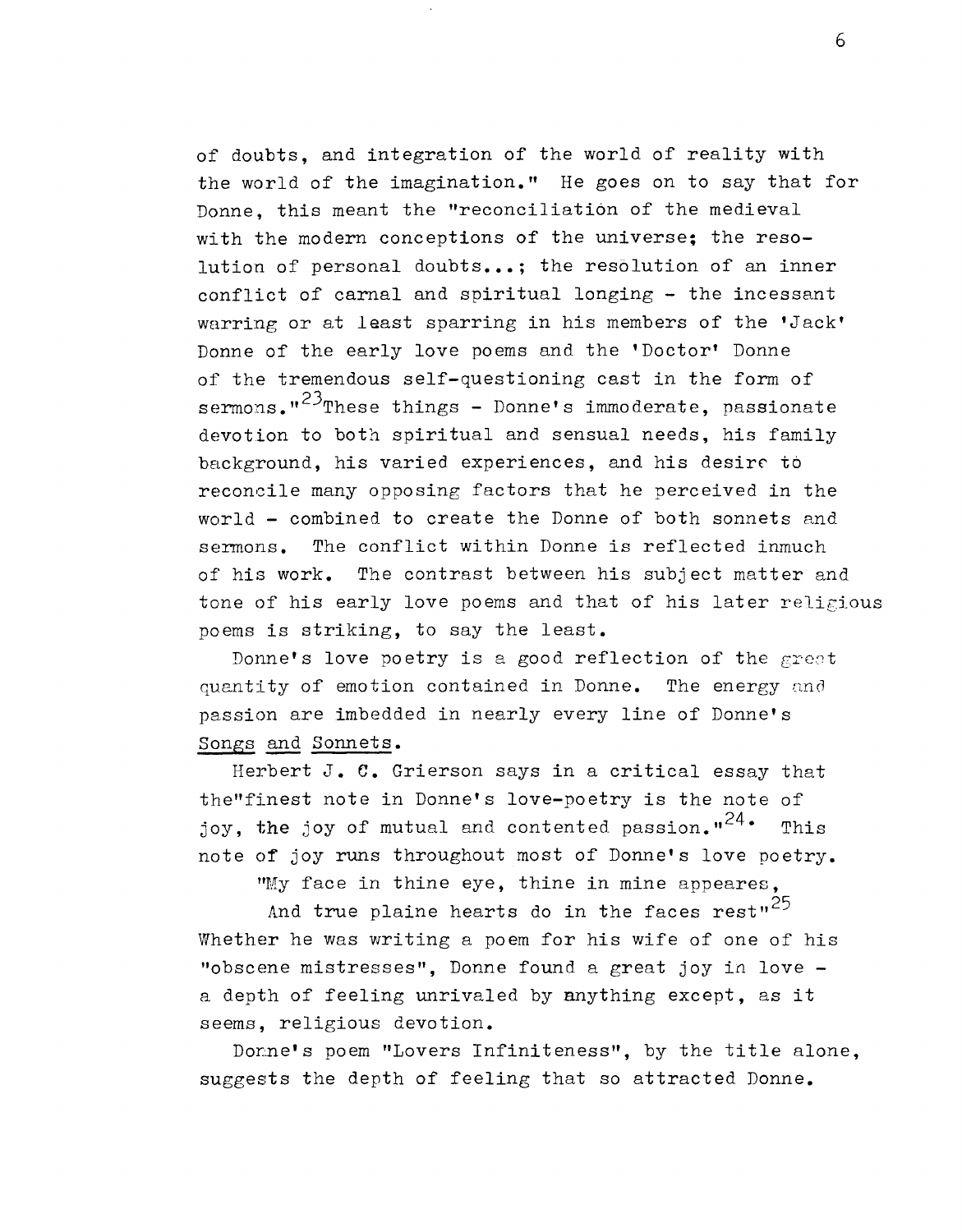of doubts, and integration of the world of reality with the world of the imagination." He goes on to say that for Donne, this meant the "reconciliation of the medieval with the modern conceptions of the universe; the resolution of personal doubts...; the resolution of an inner conflict of carnal and spiritual longing - the incessant warring or at least sparring in his members of the 'Jack' Donne of the early love poems and the 'Doctor' Donne of the tremendous self-questioning cast in the form of sermons."[23] These things - Donne's immoderate, passionate devotion to both spiritual and sensual needs, his family background, his varied experiences, and his desire to reconcile many opposing factors that he perceived in the world - combined to create the Donne of both sonnets and sermons. The conflict within Donne is reflected inmuch of his work. The contrast between his subject matter and tone of his early love poems and that of his later religious poems is striking, to say the least.

Donne's love poetry is a good reflection of the great quantity of emotion contained in Donne. The energy and passion are imbedded in nearly every line of Donne's Songs and Sonnets.

Herbert J. C. Grierson says in a critical essay that the"finest note in Donne's love-poetry is the note of joy, the joy of mutual and contented passion."[24] This note of joy runs throughout most of Donne's love poetry.

> "My face in thine eye, thine in mine appeares,
> And true plaine hearts do in the faces rest"[25]

Whether he was writing a poem for his wife of one of his "obscene mistresses", Donne found a great joy in love - a depth of feeling unrivaled by anything except, as it seems, religious devotion.

Donne's poem "Lovers Infiniteness", by the title alone, suggests the depth of feeling that so attracted Donne.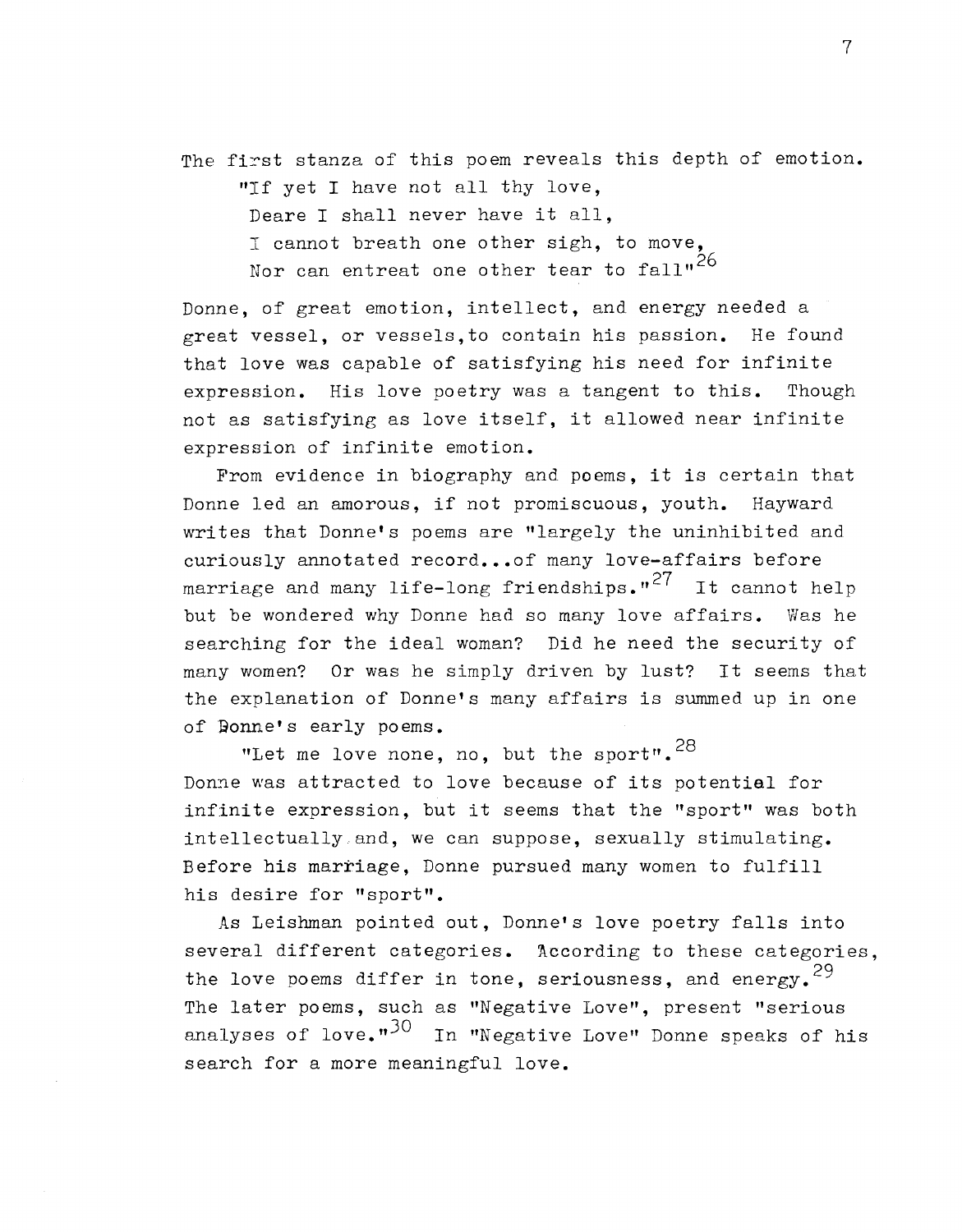The first stanza of this poem reveals this depth of emotion.

> "If yet I have not all thy love,
> Deare I shall never have it all,
> I cannot breath one other sigh, to move,
> Nor can entreat one other tear to fall"[26]

Donne, of great emotion, intellect, and energy needed a great vessel, or vessels,to contain his passion. He found that love was capable of satisfying his need for infinite expression. His love poetry was a tangent to this. Though not as satisfying as love itself, it allowed near infinite expression of infinite emotion.

From evidence in biography and poems, it is certain that Donne led an amorous, if not promiscuous, youth. Hayward writes that Donne's poems are "largely the uninhibited and curiously annotated record...of many love-affairs before marriage and many life-long friendships."[27] It cannot help but be wondered why Donne had so many love affairs. Was he searching for the ideal woman? Did he need the security of many women? Or was he simply driven by lust? It seems that the explanation of Donne's many affairs is summed up in one of Donne's early poems.

> "Let me love none, no, but the sport".[28]

Donne was attracted to love because of its potential for infinite expression, but it seems that the "sport" was both intellectually and, we can suppose, sexually stimulating. Before his marriage, Donne pursued many women to fulfill his desire for "sport".

As Leishman pointed out, Donne's love poetry falls into several different categories. According to these categories, the love poems differ in tone, seriousness, and energy.[29] The later poems, such as "Negative Love", present "serious analyses of love."[30] In "Negative Love" Donne speaks of his search for a more meaningful love.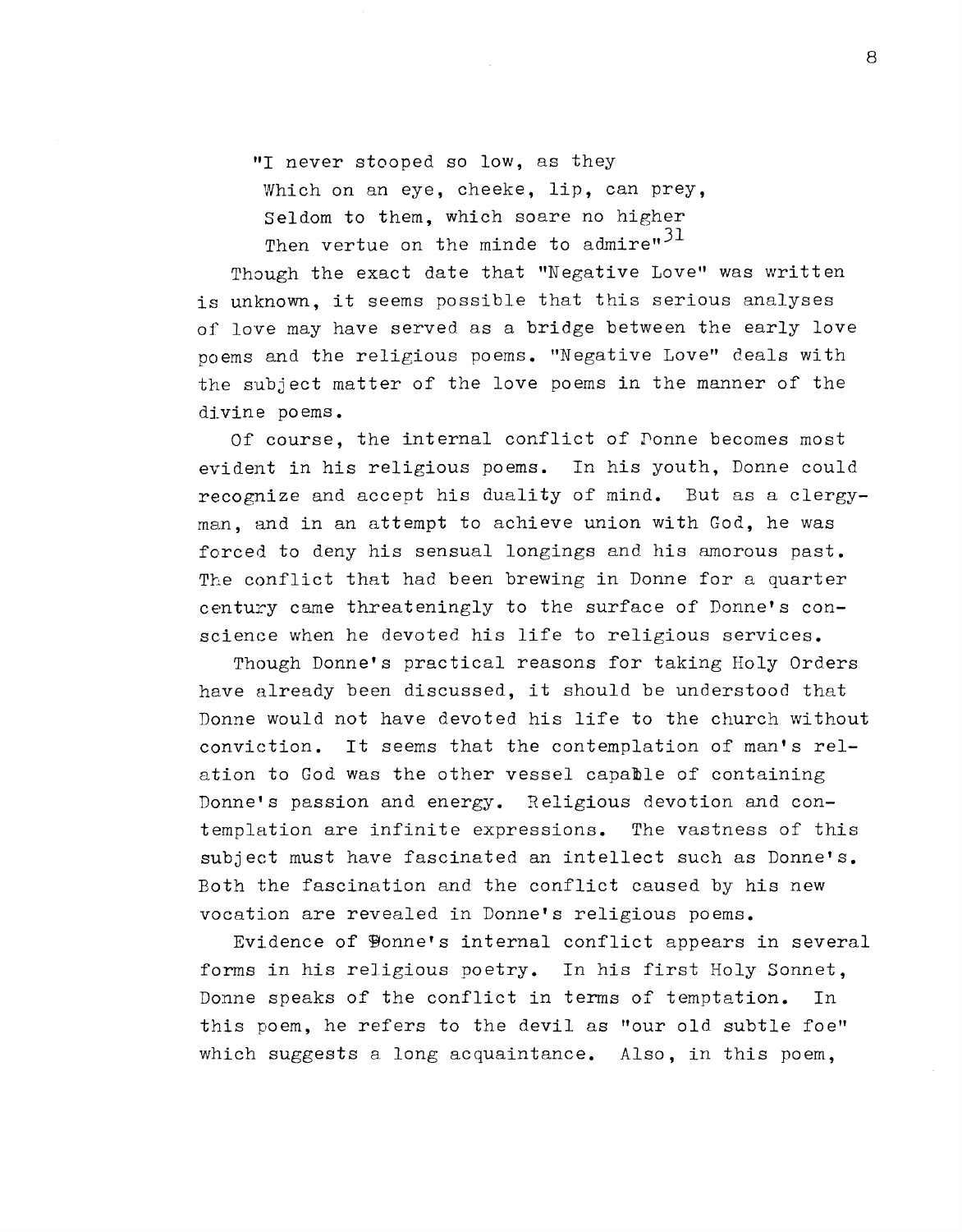"I never stooped so low, as they
Which on an eye, cheeke, lip, can prey,
Seldom to them, which soare no higher
Then vertue on the minde to admire"[31]

Though the exact date that "Negative Love" was written is unknown, it seems possible that this serious analyses of love may have served as a bridge between the early love poems and the religious poems. "Negative Love" deals with the subject matter of the love poems in the manner of the divine poems.

Of course, the internal conflict of Donne becomes most evident in his religious poems. In his youth, Donne could recognize and accept his duality of mind. But as a clergyman, and in an attempt to achieve union with God, he was forced to deny his sensual longings and his amorous past. The conflict that had been brewing in Donne for a quarter century came threateningly to the surface of Donne's conscience when he devoted his life to religious services.

Though Donne's practical reasons for taking Holy Orders have already been discussed, it should be understood that Donne would not have devoted his life to the church without conviction. It seems that the contemplation of man's relation to God was the other vessel capable of containing Donne's passion and energy. Religious devotion and contemplation are infinite expressions. The vastness of this subject must have fascinated an intellect such as Donne's. Both the fascination and the conflict caused by his new vocation are revealed in Donne's religious poems.

Evidence of Donne's internal conflict appears in several forms in his religious poetry. In his first Holy Sonnet, Donne speaks of the conflict in terms of temptation. In this poem, he refers to the devil as "our old subtle foe" which suggests a long acquaintance. Also, in this poem,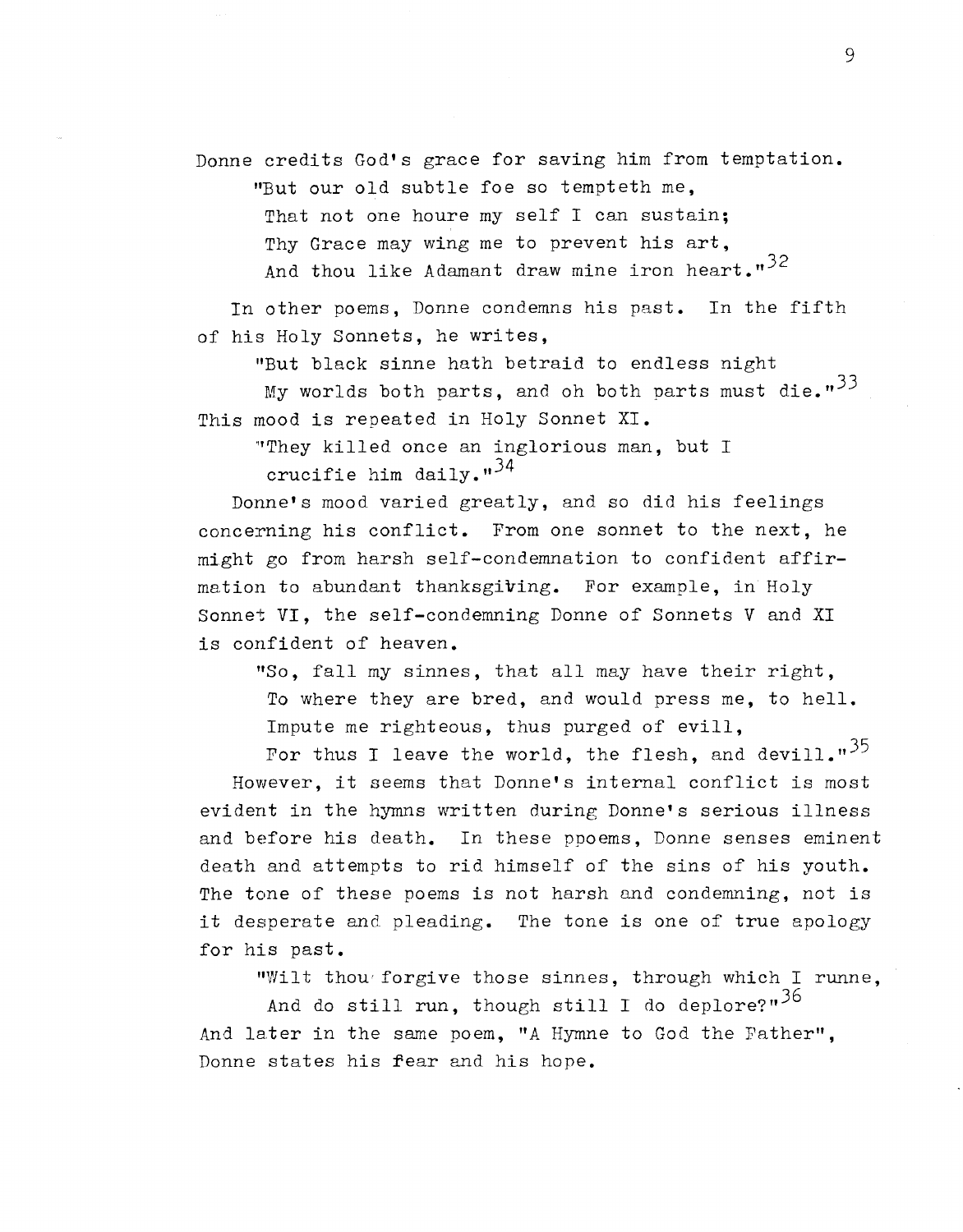Donne credits God's grace for saving him from temptation.

> "But our old subtle foe so tempteth me,
> That not one houre my self I can sustain;
> Thy Grace may wing me to prevent his art,
> And thou like Adamant draw mine iron heart."[32]

In other poems, Donne condemns his past. In the fifth of his Holy Sonnets, he writes,

> "But black sinne hath betraid to endless night
> My worlds both parts, and oh both parts must die."[33]

This mood is repeated in Holy Sonnet XI.

> "They killed once an inglorious man, but I
> crucifie him daily."[34]

Donne's mood varied greatly, and so did his feelings concerning his conflict. From one sonnet to the next, he might go from harsh self-condemnation to confident affirmation to abundant thanksgiving. For example, in Holy Sonnet VI, the self-condemning Donne of Sonnets V and XI is confident of heaven.

> "So, fall my sinnes, that all may have their right,
> To where they are bred, and would press me, to hell.
> Impute me righteous, thus purged of evill,
> For thus I leave the world, the flesh, and devill."[35]

However, it seems that Donne's internal conflict is most evident in the hymns written during Donne's serious illness and before his death. In these ppoems, Donne senses eminent death and attempts to rid himself of the sins of his youth. The tone of these poems is not harsh and condemning, not is it desperate and pleading. The tone is one of true apology for his past.

> "Wilt thou forgive those sinnes, through which I runne,
> And do still run, though still I do deplore?"[36]

And later in the same poem, "A Hymne to God the Father", Donne states his fear and his hope.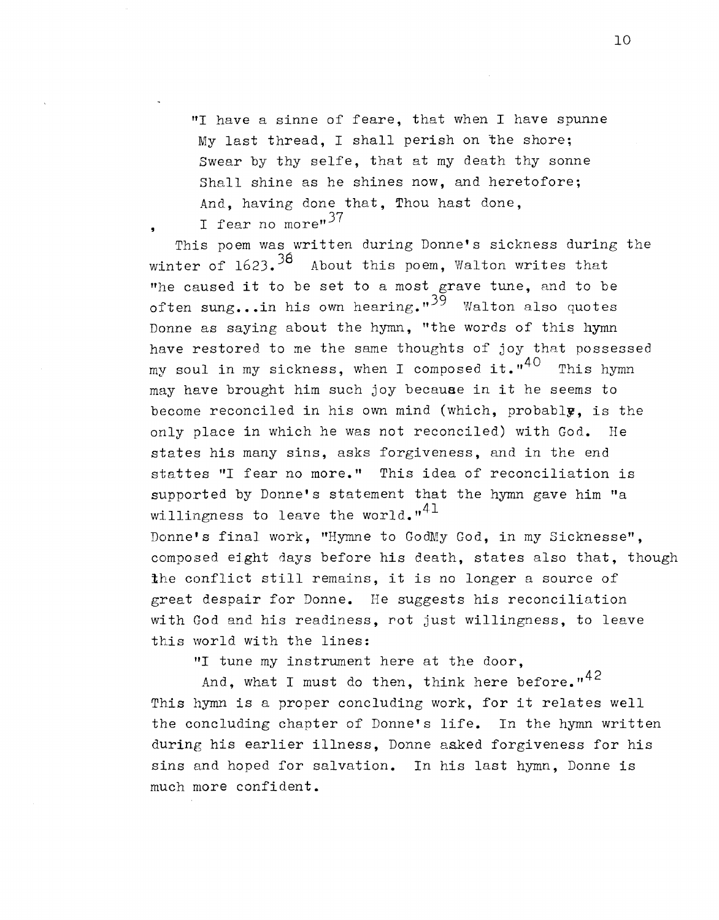"I have a sinne of feare, that when I have spunne
My last thread, I shall perish on the shore;
Swear by thy selfe, that at my death thy sonne
Shall shine as he shines now, and heretofore;
And, having done that, Thou hast done,
I fear no more"[37]

This poem was written during Donne's sickness during the winter of 1623.[38] About this poem, Walton writes that "he caused it to be set to a most grave tune, and to be often sung...in his own hearing."[39] Walton also quotes Donne as saying about the hymn, "the words of this hymn have restored to me the same thoughts of joy that possessed my soul in my sickness, when I composed it."[40] This hymn may have brought him such joy because in it he seems to become reconciled in his own mind (which, probably, is the only place in which he was not reconciled) with God. He states his many sins, asks forgiveness, and in the end stattes "I fear no more." This idea of reconciliation is supported by Donne's statement that the hymn gave him "a willingness to leave the world."[41]

Donne's final work, "Hymne to GodMy God, in my Sicknesse", composed eight days before his death, states also that, though the conflict still remains, it is no longer a source of great despair for Donne. He suggests his reconciliation with God and his readiness, rot just willingness, to leave this world with the lines:

"I tune my instrument here at the door,
And, what I must do then, think here before."[42]

This hymn is a proper concluding work, for it relates well the concluding chapter of Donne's life. In the hymn written during his earlier illness, Donne asked forgiveness for his sins and hoped for salvation. In his last hymn, Donne is much more confident.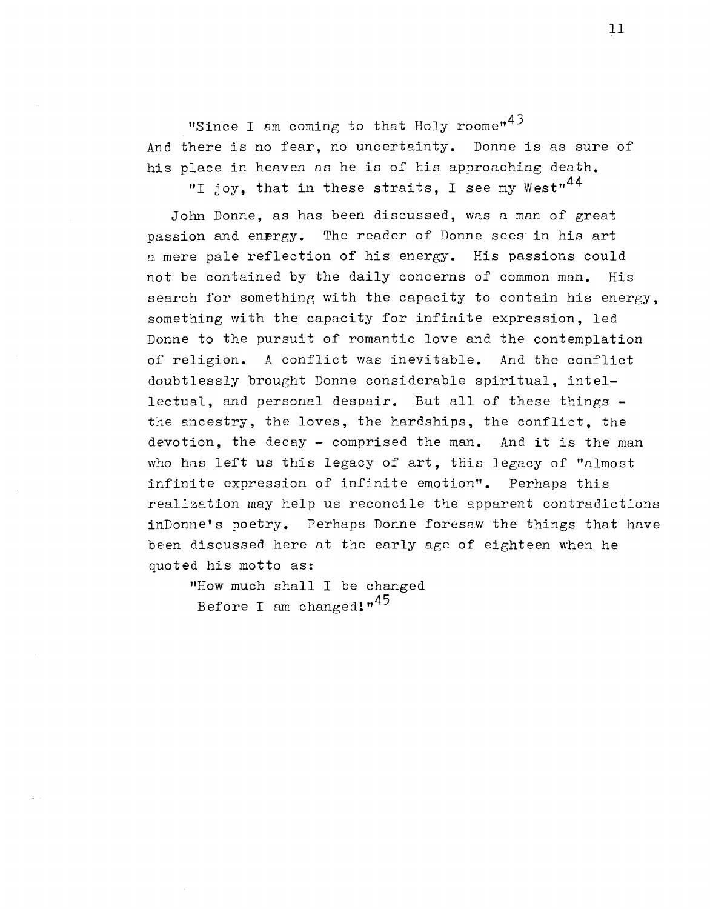"Since I am coming to that Holy roome"[43]

And there is no fear, no uncertainty. Donne is as sure of his place in heaven as he is of his approaching death.

"I joy, that in these straits, I see my West"[44]

John Donne, as has been discussed, was a man of great passion and enrgy. The reader of Donne sees in his art a mere pale reflection of his energy. His passions could not be contained by the daily concerns of common man. His search for something with the capacity to contain his energy, something with the capacity for infinite expression, led Donne to the pursuit of romantic love and the contemplation of religion. A conflict was inevitable. And the conflict doubtlessly brought Donne considerable spiritual, intellectual, and personal despair. But all of these things - the ancestry, the loves, the hardships, the conflict, the devotion, the decay - comprised the man. And it is the man who has left us this legacy of art, this legacy of "almost infinite expression of infinite emotion". Perhaps this realization may help us reconcile the apparent contradictions inDonne's poetry. Perhaps Donne foresaw the things that have been discussed here at the early age of eighteen when he quoted his motto as:

"How much shall I be changed
Before I am changed!"[45]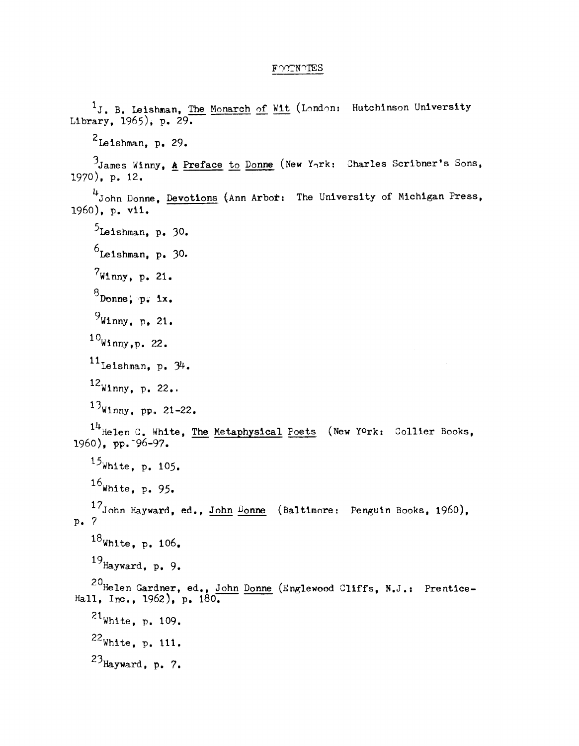# FOOTNOTES

[1] J. B. Leishman, _The Monarch of Wit_ (London: Hutchinson University Library, 1965), p. 29.

[2] Leishman, p. 29.

[3] James Winny, _A Preface to Donne_ (New York: Charles Scribner's Sons, 1970), p. 12.

[4] John Donne, _Devotions_ (Ann Arbor: The University of Michigan Press, 1960), p. vii.

[5] Leishman, p. 30.

[6] Leishman, p. 30.

[7] Winny, p. 21.

[8] Donne, p. ix.

[9] Winny, p. 21.

[10] Winny, p. 22.

[11] Leishman, p. 34.

[12] Winny, p. 22..

[13] Winny, pp. 21-22.

[14] Helen C. White, _The Metaphysical Poets_ (New York: Collier Books, 1960), pp. 96-97.

[15] White, p. 105.

[16] White, p. 95.

[17] John Hayward, ed., _John Donne_ (Baltimore: Penguin Books, 1960), p. 7

[18] White, p. 106.

[19] Hayward, p. 9.

[20] Helen Gardner, ed., _John Donne_ (Englewood Cliffs, N.J.: Prentice-Hall, Inc., 1962), p. 180.

[21] White, p. 109.

[22] White, p. 111.

[23] Hayward, p. 7.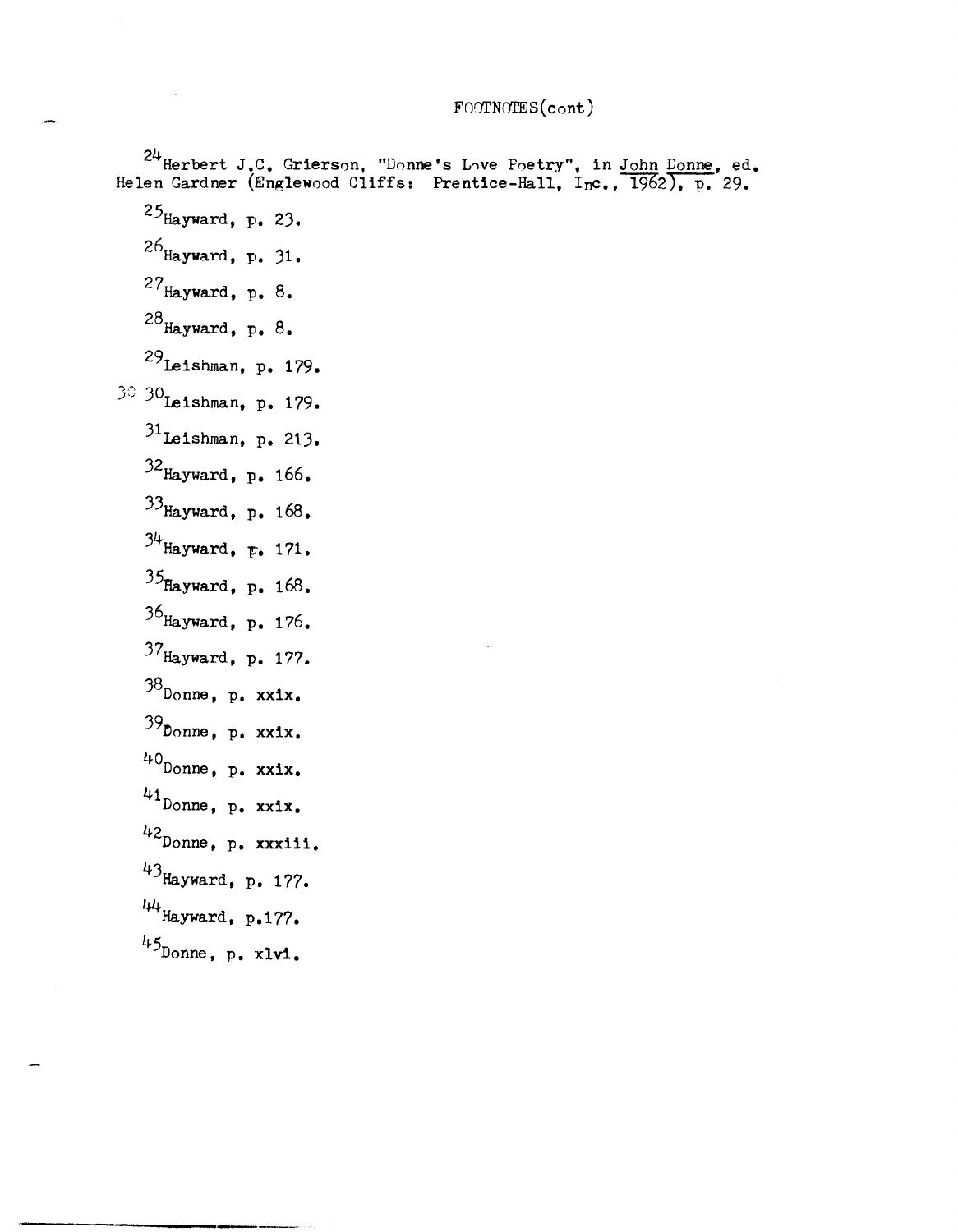FOOTNOTES(cont)

[24] Herbert J.C. Grierson, "Donne's Love Poetry", in John Donne, ed. Helen Gardner (Englewood Cliffs: Prentice-Hall, Inc., 1962), p. 29.

[25] Hayward, p. 23.

[26] Hayward, p. 31.

[27] Hayward, p. 8.

[28] Hayward, p. 8.

[29] Leishman, p. 179.

[30] Leishman, p. 179.

[31] Leishman, p. 213.

[32] Hayward, p. 166.

[33] Hayward, p. 168.

[34] Hayward, p. 171.

[35] Hayward, p. 168.

[36] Hayward, p. 176.

[37] Hayward, p. 177.

[38] Donne, p. xxix.

[39] Donne, p. xxix.

[40] Donne, p. xxix.

[41] Donne, p. xxix.

[42] Donne, p. xxxiii.

[43] Hayward, p. 177.

[44] Hayward, p.177.

[45] Donne, p. xlvi.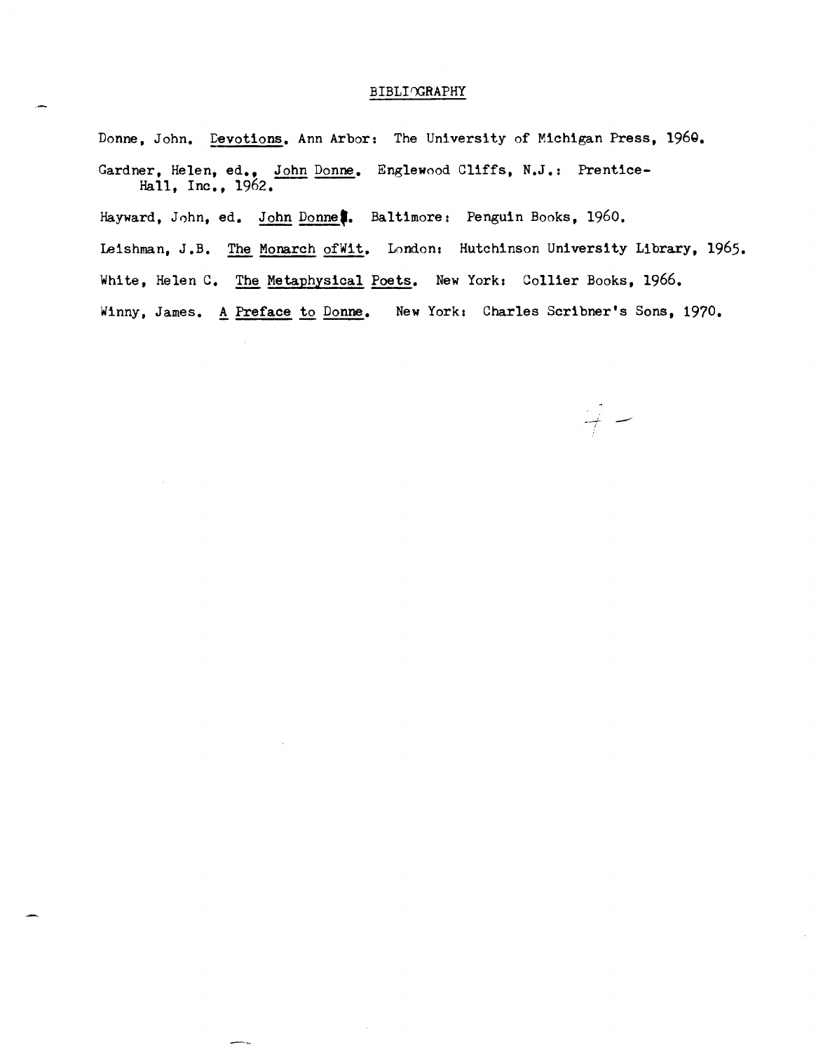# BIBLIOGRAPHY

Donne, John. Devotions. Ann Arbor: The University of Michigan Press, 1960.

Gardner, Helen, ed., John Donne. Englewood Cliffs, N.J.: Prentice-Hall, Inc., 1962.

Hayward, John, ed. John Donne. Baltimore: Penguin Books, 1960.

Leishman, J.B. The Monarch of Wit. London: Hutchinson University Library, 1965.

White, Helen C. The Metaphysical Poets. New York: Collier Books, 1966.

Winny, James. A Preface to Donne. New York: Charles Scribner's Sons, 1970.